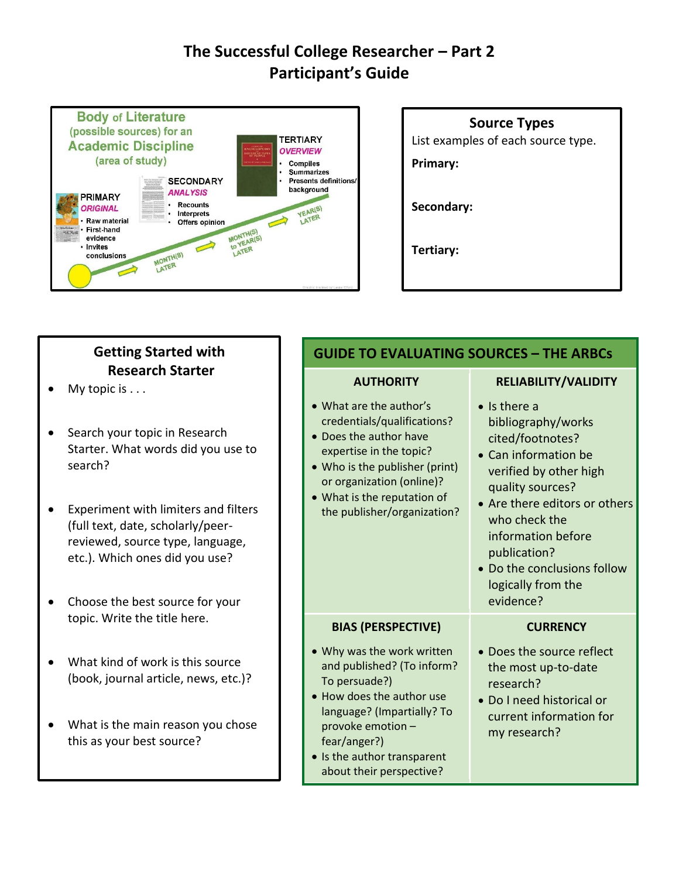# The Successful College Researcher – Part 2
## Participant's Guide

**Body of Literature** (possible sources) for an **Academic Discipline** (area of study)

PRIMARY *ORIGINAL*
- Raw material
- First-hand evidence
- Invites conclusions

SECONDARY *ANALYSIS*
- Recounts
- Interprets
- Offers opinion

TERTIARY *OVERVIEW*
- Compiles
- Summarizes
- Presents definitions/ background

MONTH(S) LATER → MONTH(S) to YEAR(S) LATER → YEAR(S) LATER

### Source Types

List examples of each source type.

**Primary:**

**Secondary:**

**Tertiary:**

### Getting Started with Research Starter

- My topic is . . .
- Search your topic in Research Starter. What words did you use to search?
- Experiment with limiters and filters (full text, date, scholarly/peer-reviewed, source type, language, etc.). Which ones did you use?
- Choose the best source for your topic. Write the title here.
- What kind of work is this source (book, journal article, news, etc.)?
- What is the main reason you chose this as your best source?

### GUIDE TO EVALUATING SOURCES – THE ARBCs

| AUTHORITY | RELIABILITY/VALIDITY |
|---|---|
| • What are the author's credentials/qualifications?<br>• Does the author have expertise in the topic?<br>• Who is the publisher (print) or organization (online)?<br>• What is the reputation of the publisher/organization? | • Is there a bibliography/works cited/footnotes?<br>• Can information be verified by other high quality sources?<br>• Are there editors or others who check the information before publication?<br>• Do the conclusions follow logically from the evidence? |
| **BIAS (PERSPECTIVE)** | **CURRENCY** |
| • Why was the work written and published? (To inform? To persuade?)<br>• How does the author use language? (Impartially? To provoke emotion – fear/anger?)<br>• Is the author transparent about their perspective? | • Does the source reflect the most up-to-date research?<br>• Do I need historical or current information for my research? |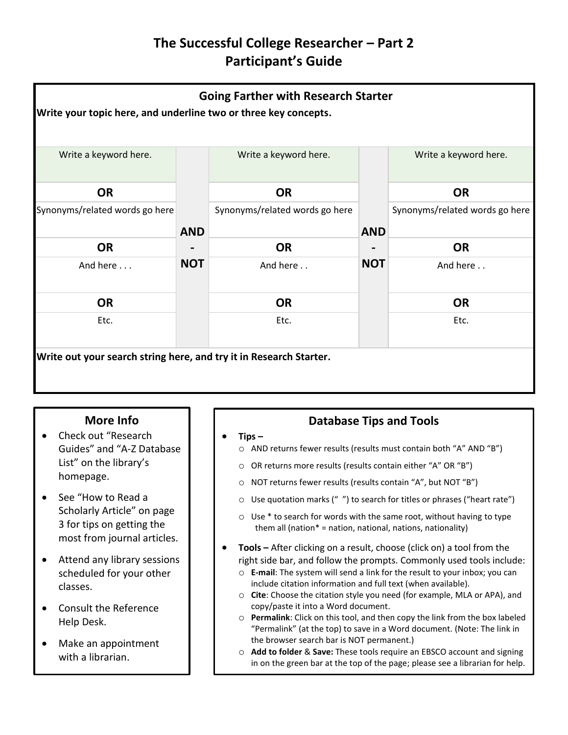# The Successful College Researcher – Part 2
# Participant's Guide

## Going Farther with Research Starter

**Write your topic here, and underline two or three key concepts.**

| Write a keyword here. | | Write a keyword here. | | Write a keyword here. |
|---|---|---|---|---|
| **OR** | | **OR** | | **OR** |
| Synonyms/related words go here | **AND** | Synonyms/related words go here | **AND** | Synonyms/related words go here |
| **OR** | **-** | **OR** | **-** | **OR** |
| And here . . . | **NOT** | And here . . | **NOT** | And here . . |
| **OR** | | **OR** | | **OR** |
| Etc. | | Etc. | | Etc. |

**Write out your search string here, and try it in Research Starter.**

## More Info

- Check out "Research Guides" and "A-Z Database List" on the library's homepage.
- See "How to Read a Scholarly Article" on page 3 for tips on getting the most from journal articles.
- Attend any library sessions scheduled for your other classes.
- Consult the Reference Help Desk.
- Make an appointment with a librarian.

## Database Tips and Tools

- **Tips –**
  - AND returns fewer results (results must contain both "A" AND "B")
  - OR returns more results (results contain either "A" OR "B")
  - NOT returns fewer results (results contain "A", but NOT "B")
  - Use quotation marks (" ") to search for titles or phrases ("heart rate")
  - Use * to search for words with the same root, without having to type them all (nation* = nation, national, nations, nationality)
- **Tools –** After clicking on a result, choose (click on) a tool from the right side bar, and follow the prompts. Commonly used tools include:
  - **E-mail**: The system will send a link for the result to your inbox; you can include citation information and full text (when available).
  - **Cite**: Choose the citation style you need (for example, MLA or APA), and copy/paste it into a Word document.
  - **Permalink**: Click on this tool, and then copy the link from the box labeled "Permalink" (at the top) to save in a Word document. (Note: The link in the browser search bar is NOT permanent.)
  - **Add to folder** & **Save:** These tools require an EBSCO account and signing in on the green bar at the top of the page; please see a librarian for help.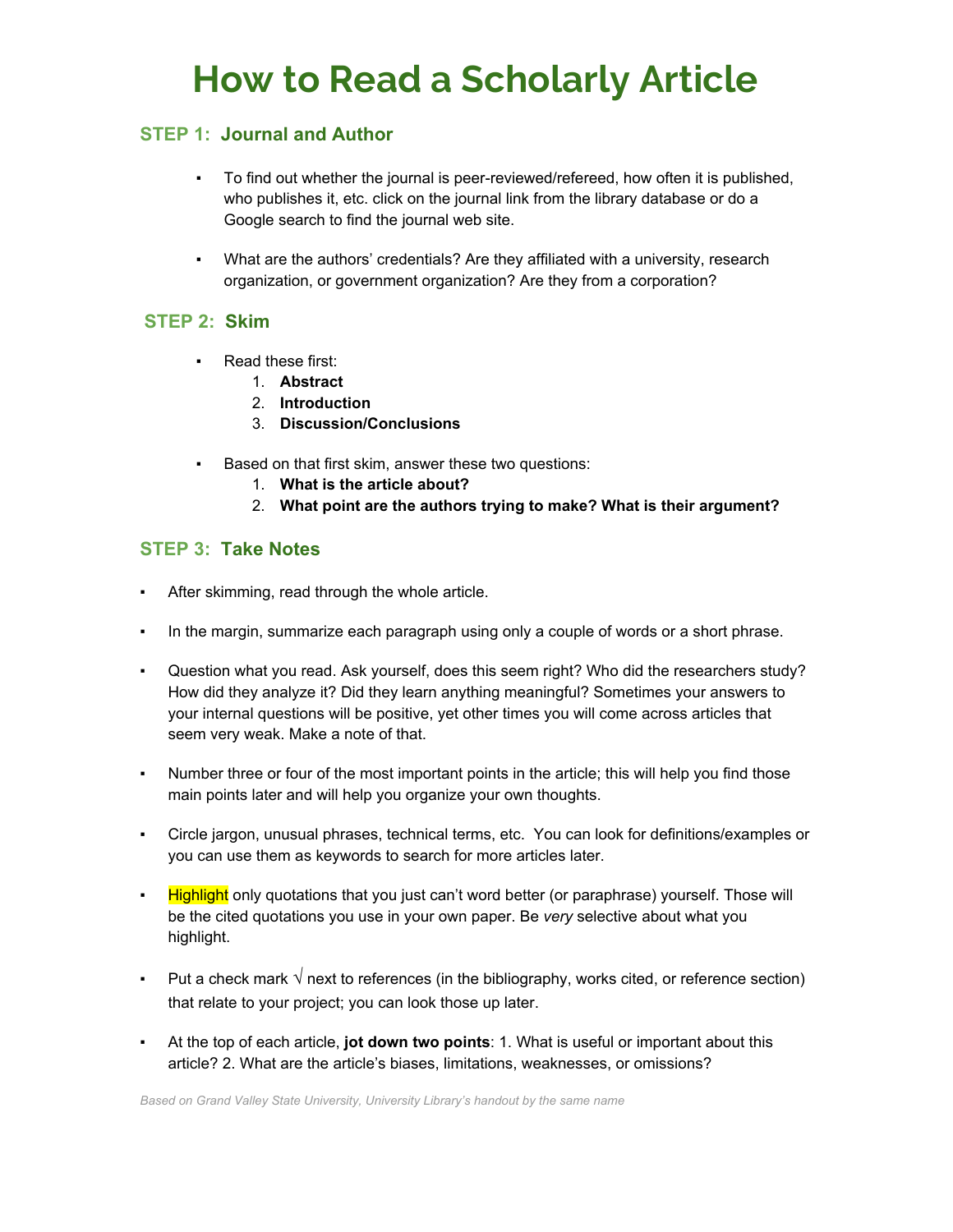# How to Read a Scholarly Article

## STEP 1: Journal and Author

- To find out whether the journal is peer-reviewed/refereed, how often it is published, who publishes it, etc. click on the journal link from the library database or do a Google search to find the journal web site.
- What are the authors' credentials? Are they affiliated with a university, research organization, or government organization? Are they from a corporation?

## STEP 2: Skim

- Read these first:
  1. **Abstract**
  2. **Introduction**
  3. **Discussion/Conclusions**
- Based on that first skim, answer these two questions:
  1. **What is the article about?**
  2. **What point are the authors trying to make? What is their argument?**

## STEP 3: Take Notes

- After skimming, read through the whole article.
- In the margin, summarize each paragraph using only a couple of words or a short phrase.
- Question what you read. Ask yourself, does this seem right? Who did the researchers study? How did they analyze it? Did they learn anything meaningful? Sometimes your answers to your internal questions will be positive, yet other times you will come across articles that seem very weak. Make a note of that.
- Number three or four of the most important points in the article; this will help you find those main points later and will help you organize your own thoughts.
- Circle jargon, unusual phrases, technical terms, etc. You can look for definitions/examples or you can use them as keywords to search for more articles later.
- Highlight only quotations that you just can't word better (or paraphrase) yourself. Those will be the cited quotations you use in your own paper. Be *very* selective about what you highlight.
- Put a check mark √ next to references (in the bibliography, works cited, or reference section) that relate to your project; you can look those up later.
- At the top of each article, **jot down two points**: 1. What is useful or important about this article? 2. What are the article's biases, limitations, weaknesses, or omissions?

*Based on Grand Valley State University, University Library's handout by the same name*